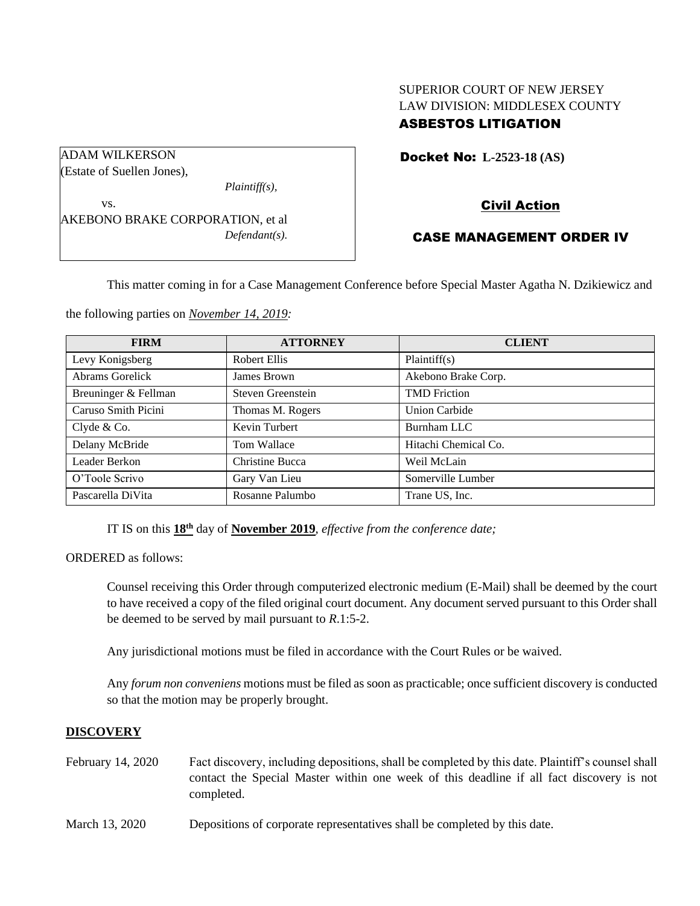SUPERIOR COURT OF NEW JERSEY
LAW DIVISION: MIDDLESEX COUNTY
**ASBESTOS LITIGATION**

ADAM WILKERSON
(Estate of Suellen Jones),
*Plaintiff(s),*
vs.
AKEBONO BRAKE CORPORATION, et al
*Defendant(s).*

**Docket No: L-2523-18 (AS)**

**Civil Action**

**CASE MANAGEMENT ORDER IV**

This matter coming in for a Case Management Conference before Special Master Agatha N. Dzikiewicz and the following parties on *November 14, 2019:*

| FIRM | ATTORNEY | CLIENT |
|---|---|---|
| Levy Konigsberg | Robert Ellis | Plaintiff(s) |
| Abrams Gorelick | James Brown | Akebono Brake Corp. |
| Breuninger & Fellman | Steven Greenstein | TMD Friction |
| Caruso Smith Picini | Thomas M. Rogers | Union Carbide |
| Clyde & Co. | Kevin Turbert | Burnham LLC |
| Delany McBride | Tom Wallace | Hitachi Chemical Co. |
| Leader Berkon | Christine Bucca | Weil McLain |
| O'Toole Scrivo | Gary Van Lieu | Somerville Lumber |
| Pascarella DiVita | Rosanne Palumbo | Trane US, Inc. |

IT IS on this **18th** day of **November 2019**, *effective from the conference date;*

ORDERED as follows:

Counsel receiving this Order through computerized electronic medium (E-Mail) shall be deemed by the court to have received a copy of the filed original court document. Any document served pursuant to this Order shall be deemed to be served by mail pursuant to *R*.1:5-2.

Any jurisdictional motions must be filed in accordance with the Court Rules or be waived.

Any *forum non conveniens* motions must be filed as soon as practicable; once sufficient discovery is conducted so that the motion may be properly brought.

## DISCOVERY

February 14, 2020 — Fact discovery, including depositions, shall be completed by this date. Plaintiff's counsel shall contact the Special Master within one week of this deadline if all fact discovery is not completed.

March 13, 2020 — Depositions of corporate representatives shall be completed by this date.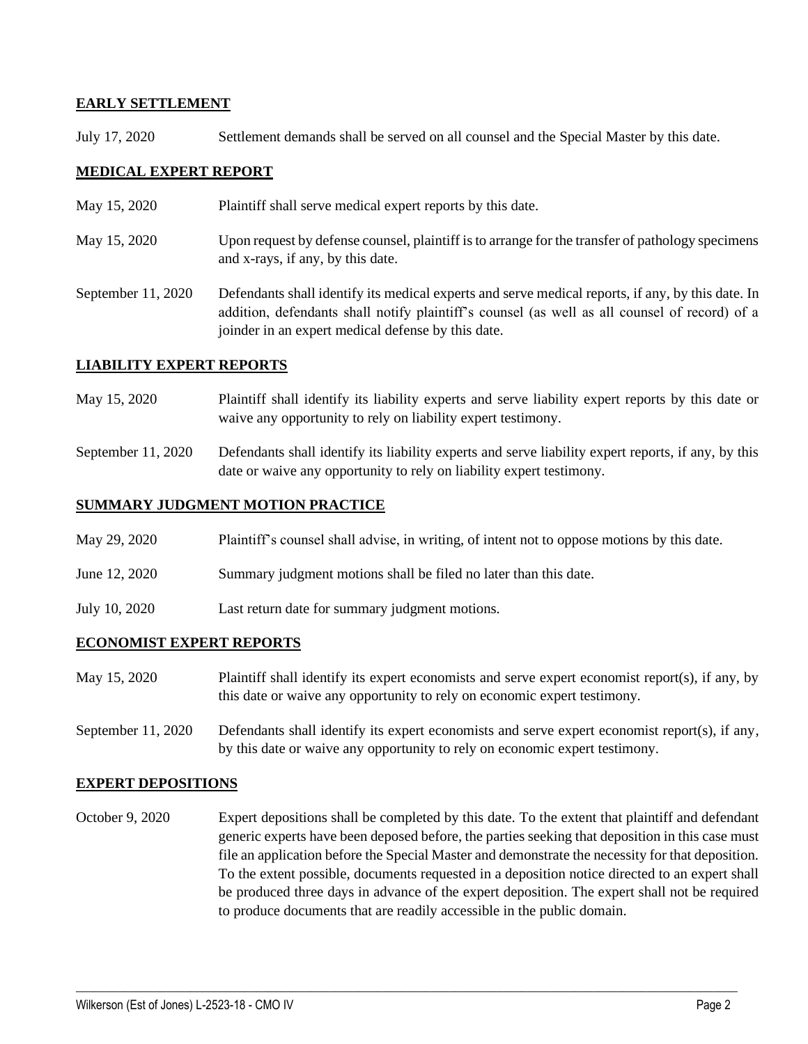**EARLY SETTLEMENT**

July 17, 2020 Settlement demands shall be served on all counsel and the Special Master by this date.

**MEDICAL EXPERT REPORT**

May 15, 2020 Plaintiff shall serve medical expert reports by this date.

May 15, 2020 Upon request by defense counsel, plaintiff is to arrange for the transfer of pathology specimens and x-rays, if any, by this date.

September 11, 2020 Defendants shall identify its medical experts and serve medical reports, if any, by this date. In addition, defendants shall notify plaintiff's counsel (as well as all counsel of record) of a joinder in an expert medical defense by this date.

**LIABILITY EXPERT REPORTS**

May 15, 2020 Plaintiff shall identify its liability experts and serve liability expert reports by this date or waive any opportunity to rely on liability expert testimony.

September 11, 2020 Defendants shall identify its liability experts and serve liability expert reports, if any, by this date or waive any opportunity to rely on liability expert testimony.

**SUMMARY JUDGMENT MOTION PRACTICE**

May 29, 2020 Plaintiff's counsel shall advise, in writing, of intent not to oppose motions by this date.

June 12, 2020 Summary judgment motions shall be filed no later than this date.

July 10, 2020 Last return date for summary judgment motions.

**ECONOMIST EXPERT REPORTS**

May 15, 2020 Plaintiff shall identify its expert economists and serve expert economist report(s), if any, by this date or waive any opportunity to rely on economic expert testimony.

September 11, 2020 Defendants shall identify its expert economists and serve expert economist report(s), if any, by this date or waive any opportunity to rely on economic expert testimony.

**EXPERT DEPOSITIONS**

October 9, 2020 Expert depositions shall be completed by this date. To the extent that plaintiff and defendant generic experts have been deposed before, the parties seeking that deposition in this case must file an application before the Special Master and demonstrate the necessity for that deposition. To the extent possible, documents requested in a deposition notice directed to an expert shall be produced three days in advance of the expert deposition. The expert shall not be required to produce documents that are readily accessible in the public domain.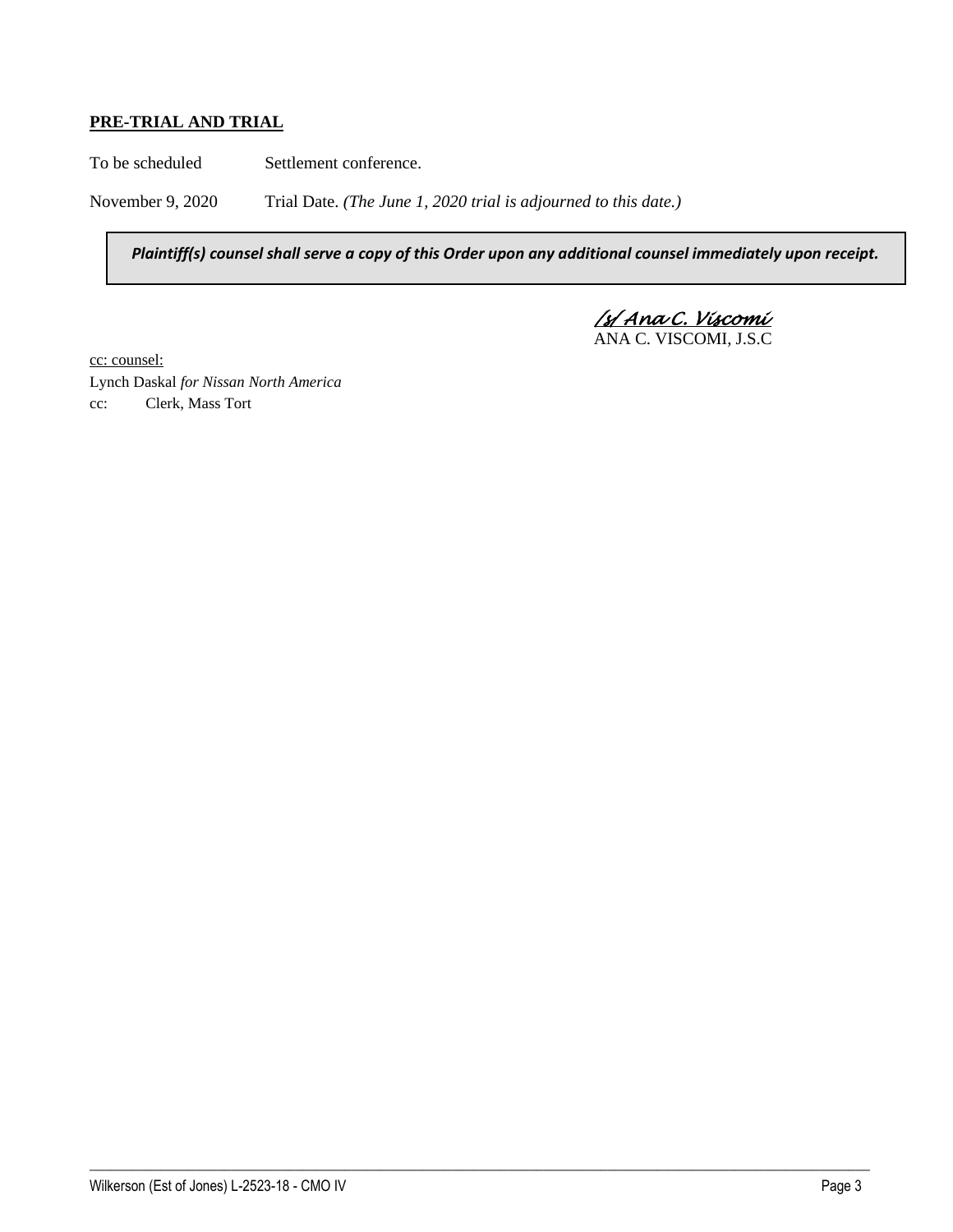**PRE-TRIAL AND TRIAL**

| | |
|---|---|
| To be scheduled | Settlement conference. |
| November 9, 2020 | Trial Date. *(The June 1, 2020 trial is adjourned to this date.)* |

***Plaintiff(s) counsel shall serve a copy of this Order upon any additional counsel immediately upon receipt.***

/s/ Ana C. Viscomi
ANA C. VISCOMI, J.S.C

cc: counsel:
Lynch Daskal *for Nissan North America*
cc: Clerk, Mass Tort